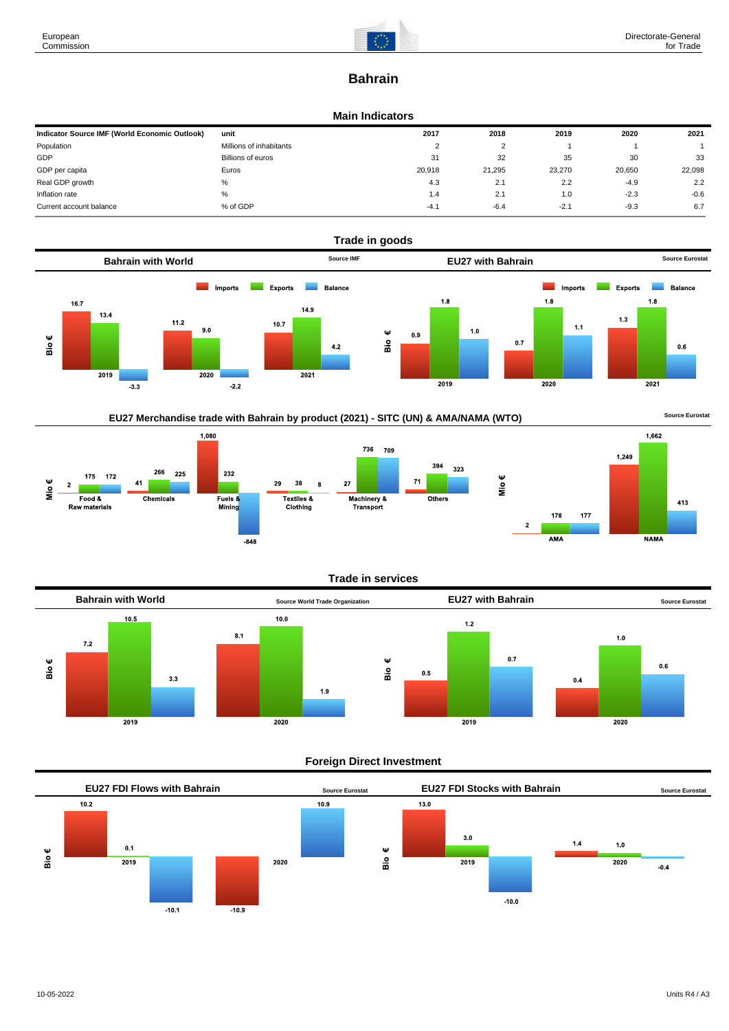# Bahrain

## Main Indicators

| Indicator Source IMF (World Economic Outlook) | unit | 2017 | 2018 | 2019 | 2020 | 2021 |
|---|---|---|---|---|---|---|
| Population | Millions of inhabitants | 2 | 2 | 1 | 1 | 1 |
| GDP | Billions of euros | 31 | 32 | 35 | 30 | 33 |
| GDP per capita | Euros | 20,918 | 21,295 | 23,270 | 20,650 | 22,098 |
| Real GDP growth | % | 4.3 | 2.1 | 2.2 | -4.9 | 2.2 |
| Inflation rate | % | 1.4 | 2.1 | 1.0 | -2.3 | -0.6 |
| Current account balance | % of GDP | -4.1 | -6.4 | -2.1 | -9.3 | 6.7 |

## Trade in goods

### Bahrain with World

Source IMF

Bio €

| | Imports | Exports | Balance |
|---|---|---|---|
| 2019 | 16.7 | 13.4 | -3.3 |
| 2020 | 11.2 | 9.0 | -2.2 |
| 2021 | 10.7 | 14.9 | 4.2 |

### EU27 with Bahrain

Source Eurostat

Bio €

| | Imports | Exports | Balance |
|---|---|---|---|
| 2019 | 0.9 | 1.8 | 1.0 |
| 2020 | 0.7 | 1.8 | 1.1 |
| 2021 | 1.3 | 1.8 | 0.6 |

### EU27 Merchandise trade with Bahrain by product (2021) - SITC (UN) & AMA/NAMA (WTO)

Source Eurostat

Mio €

| | Imports | Exports | Balance |
|---|---|---|---|
| Food & Raw materials | 2 | 175 | 172 |
| Chemicals | 41 | 266 | 225 |
| Fuels & Mining | 1,080 | 232 | -848 |
| Textiles & Clothing | 29 | 38 | 8 |
| Machinery & Transport | 27 | 736 | 709 |
| Others | 71 | 394 | 323 |

Mio €

| | Imports | Exports | Balance |
|---|---|---|---|
| AMA | 2 | 178 | 177 |
| NAMA | 1,249 | 1,662 | 413 |

## Trade in services

### Bahrain with World

Source World Trade Organization

Bio €

| | Imports | Exports | Balance |
|---|---|---|---|
| 2019 | 7.2 | 10.5 | 3.3 |
| 2020 | 8.1 | 10.0 | 1.9 |

### EU27 with Bahrain

Source Eurostat

Bio €

| | Imports | Exports | Balance |
|---|---|---|---|
| 2019 | 0.5 | 1.2 | 0.7 |
| 2020 | 0.4 | 1.0 | 0.6 |

## Foreign Direct Investment

### EU27 FDI Flows with Bahrain

Source Eurostat

Bio €

| | Inward | Outward | Balance |
|---|---|---|---|
| 2019 | 10.2 | 0.1 | -10.1 |
| 2020 | -10.9 | | 10.9 |

### EU27 FDI Stocks with Bahrain

Source Eurostat

Bio €

| | Inward | Outward | Balance |
|---|---|---|---|
| 2019 | 13.0 | 3.0 | -10.0 |
| 2020 | 1.4 | 1.0 | -0.4 |

10-05-2022

Units R4 / A3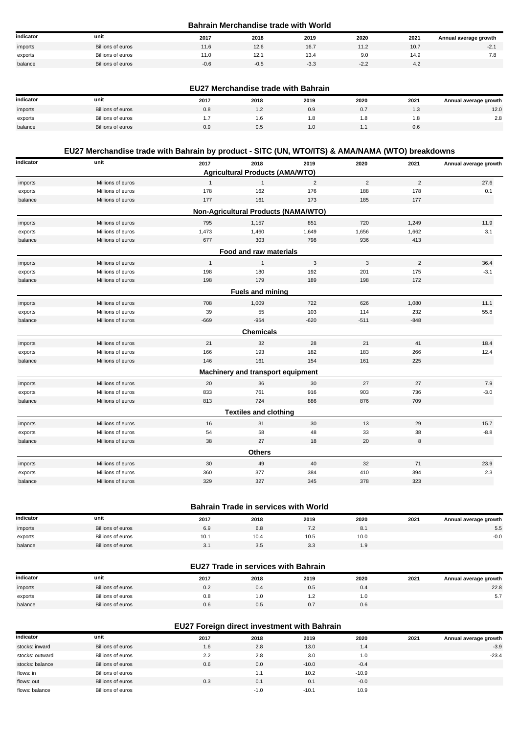### Bahrain Merchandise trade with World

| indicator | unit | 2017 | 2018 | 2019 | 2020 | 2021 | Annual average growth |
|---|---|---|---|---|---|---|---|
| imports | Billions of euros | 11.6 | 12.6 | 16.7 | 11.2 | 10.7 | -2.1 |
| exports | Billions of euros | 11.0 | 12.1 | 13.4 | 9.0 | 14.9 | 7.8 |
| balance | Billions of euros | -0.6 | -0.5 | -3.3 | -2.2 | 4.2 | |

### EU27 Merchandise trade with Bahrain

| indicator | unit | 2017 | 2018 | 2019 | 2020 | 2021 | Annual average growth |
|---|---|---|---|---|---|---|---|
| imports | Billions of euros | 0.8 | 1.2 | 0.9 | 0.7 | 1.3 | 12.0 |
| exports | Billions of euros | 1.7 | 1.6 | 1.8 | 1.8 | 1.8 | 2.8 |
| balance | Billions of euros | 0.9 | 0.5 | 1.0 | 1.1 | 0.6 | |

### EU27 Merchandise trade with Bahrain by product - SITC (UN, WTO/ITS) & AMA/NAMA (WTO) breakdowns

| indicator | unit | 2017 | 2018 | 2019 | 2020 | 2021 | Annual average growth |
|---|---|---|---|---|---|---|---|
| | | | **Agricultural Products (AMA/WTO)** | | | | |
| imports | Millions of euros | 1 | 1 | 2 | 2 | 2 | 27.6 |
| exports | Millions of euros | 178 | 162 | 176 | 188 | 178 | 0.1 |
| balance | Millions of euros | 177 | 161 | 173 | 185 | 177 | |
| | | | **Non-Agricultural Products (NAMA/WTO)** | | | | |
| imports | Millions of euros | 795 | 1,157 | 851 | 720 | 1,249 | 11.9 |
| exports | Millions of euros | 1,473 | 1,460 | 1,649 | 1,656 | 1,662 | 3.1 |
| balance | Millions of euros | 677 | 303 | 798 | 936 | 413 | |
| | | | **Food and raw materials** | | | | |
| imports | Millions of euros | 1 | 1 | 3 | 3 | 2 | 36.4 |
| exports | Millions of euros | 198 | 180 | 192 | 201 | 175 | -3.1 |
| balance | Millions of euros | 198 | 179 | 189 | 198 | 172 | |
| | | | **Fuels and mining** | | | | |
| imports | Millions of euros | 708 | 1,009 | 722 | 626 | 1,080 | 11.1 |
| exports | Millions of euros | 39 | 55 | 103 | 114 | 232 | 55.8 |
| balance | Millions of euros | -669 | -954 | -620 | -511 | -848 | |
| | | | **Chemicals** | | | | |
| imports | Millions of euros | 21 | 32 | 28 | 21 | 41 | 18.4 |
| exports | Millions of euros | 166 | 193 | 182 | 183 | 266 | 12.4 |
| balance | Millions of euros | 146 | 161 | 154 | 161 | 225 | |
| | | | **Machinery and transport equipment** | | | | |
| imports | Millions of euros | 20 | 36 | 30 | 27 | 27 | 7.9 |
| exports | Millions of euros | 833 | 761 | 916 | 903 | 736 | -3.0 |
| balance | Millions of euros | 813 | 724 | 886 | 876 | 709 | |
| | | | **Textiles and clothing** | | | | |
| imports | Millions of euros | 16 | 31 | 30 | 13 | 29 | 15.7 |
| exports | Millions of euros | 54 | 58 | 48 | 33 | 38 | -8.8 |
| balance | Millions of euros | 38 | 27 | 18 | 20 | 8 | |
| | | | **Others** | | | | |
| imports | Millions of euros | 30 | 49 | 40 | 32 | 71 | 23.9 |
| exports | Millions of euros | 360 | 377 | 384 | 410 | 394 | 2.3 |
| balance | Millions of euros | 329 | 327 | 345 | 378 | 323 | |

### Bahrain Trade in services with World

| indicator | unit | 2017 | 2018 | 2019 | 2020 | 2021 | Annual average growth |
|---|---|---|---|---|---|---|---|
| imports | Billions of euros | 6.9 | 6.8 | 7.2 | 8.1 | | 5.5 |
| exports | Billions of euros | 10.1 | 10.4 | 10.5 | 10.0 | | -0.0 |
| balance | Billions of euros | 3.1 | 3.5 | 3.3 | 1.9 | | |

### EU27 Trade in services with Bahrain

| indicator | unit | 2017 | 2018 | 2019 | 2020 | 2021 | Annual average growth |
|---|---|---|---|---|---|---|---|
| imports | Billions of euros | 0.2 | 0.4 | 0.5 | 0.4 | | 22.8 |
| exports | Billions of euros | 0.8 | 1.0 | 1.2 | 1.0 | | 5.7 |
| balance | Billions of euros | 0.6 | 0.5 | 0.7 | 0.6 | | |

### EU27 Foreign direct investment with Bahrain

| indicator | unit | 2017 | 2018 | 2019 | 2020 | 2021 | Annual average growth |
|---|---|---|---|---|---|---|---|
| stocks: inward | Billions of euros | 1.6 | 2.8 | 13.0 | 1.4 | | -3.9 |
| stocks: outward | Billions of euros | 2.2 | 2.8 | 3.0 | 1.0 | | -23.4 |
| stocks: balance | Billions of euros | 0.6 | 0.0 | -10.0 | -0.4 | | |
| flows: in | Billions of euros | | 1.1 | 10.2 | -10.9 | | |
| flows: out | Billions of euros | 0.3 | 0.1 | 0.1 | -0.0 | | |
| flows: balance | Billions of euros | | -1.0 | -10.1 | 10.9 | | |